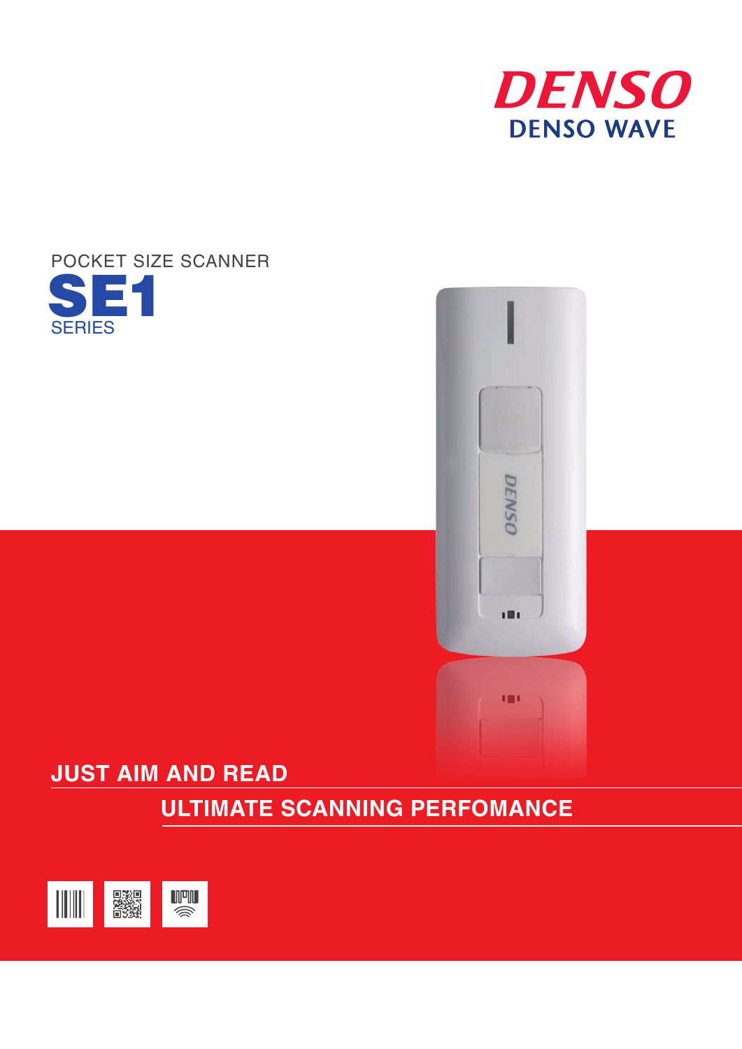DENSO

DENSO WAVE

POCKET SIZE SCANNER

# SE1

SERIES

## JUST AIM AND READ

## ULTIMATE SCANNING PERFOMANCE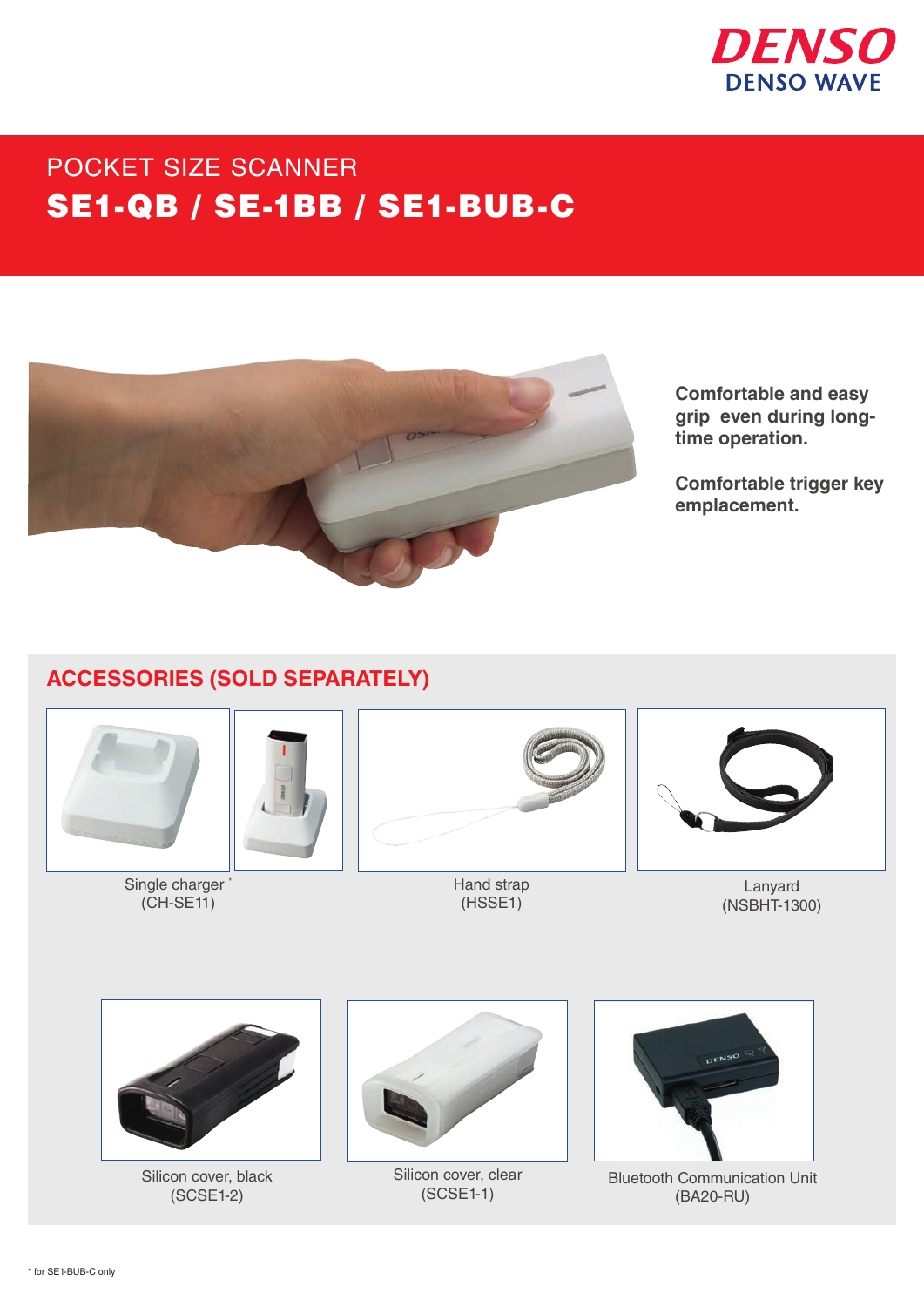# POCKET SIZE SCANNER

## SE1-QB / SE-1BB / SE1-BUB-C

**Comfortable and easy grip even during long-time operation.**

**Comfortable trigger key emplacement.**

## ACCESSORIES (SOLD SEPARATELY)

Single charger *
(CH-SE11)

Hand strap
(HSSE1)

Lanyard
(NSBHT-1300)

Silicon cover, black
(SCSE1-2)

Silicon cover, clear
(SCSE1-1)

Bluetooth Communication Unit
(BA20-RU)

* for SE1-BUB-C only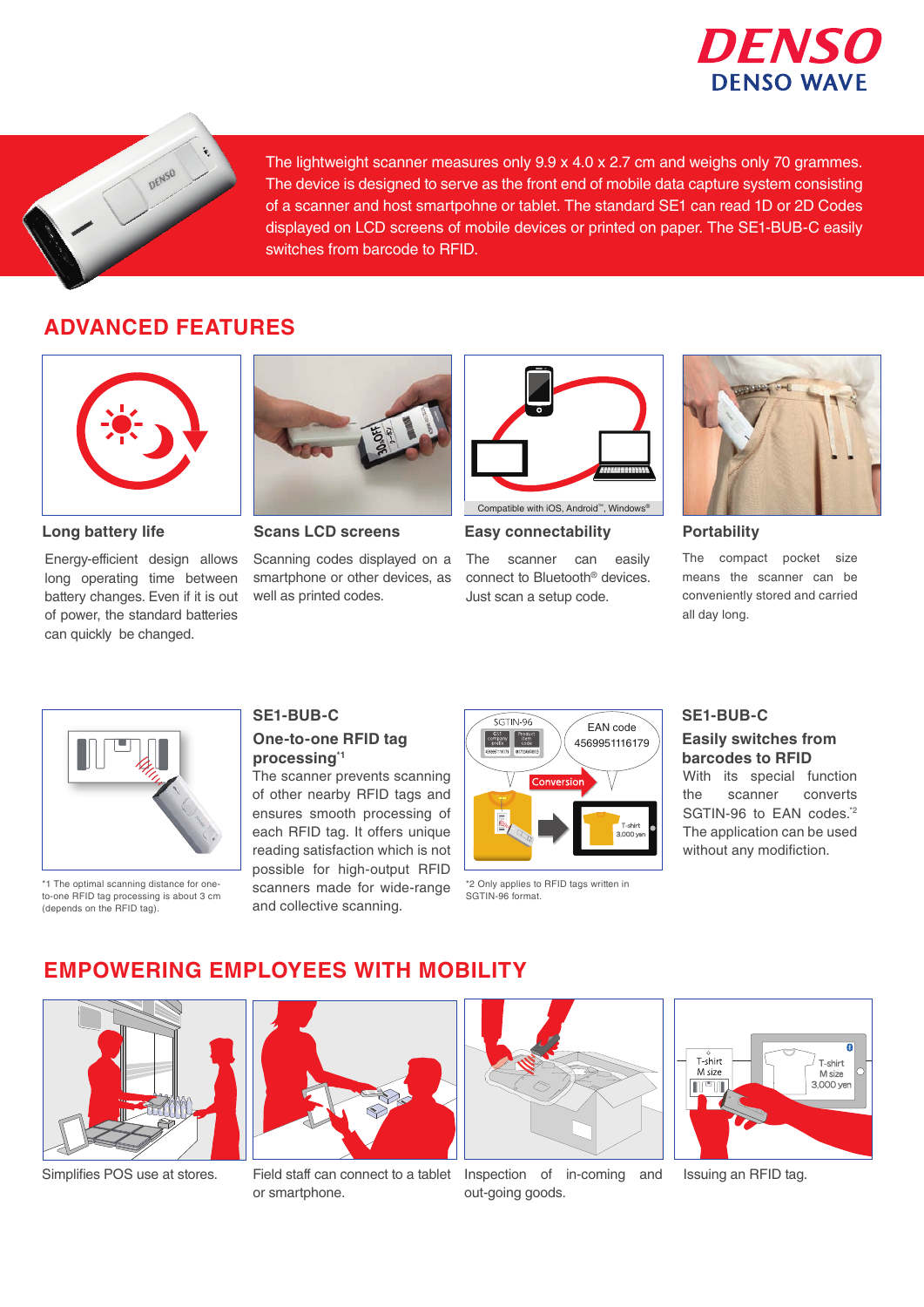The lightweight scanner measures only 9.9 x 4.0 x 2.7 cm and weighs only 70 grammes. The device is designed to serve as the front end of mobile data capture system consisting of a scanner and host smartpohne or tablet. The standard SE1 can read 1D or 2D Codes displayed on LCD screens of mobile devices or printed on paper. The SE1-BUB-C easily switches from barcode to RFID.

## ADVANCED FEATURES

### Long battery life

Energy-efficient design allows long operating time between battery changes. Even if it is out of power, the standard batteries can quickly be changed.

### Scans LCD screens

Scanning codes displayed on a smartphone or other devices, as well as printed codes.

### Easy connectability

Compatible with iOS, Android™, Windows®

The scanner can easily connect to Bluetooth® devices. Just scan a setup code.

### Portability

The compact pocket size means the scanner can be conveniently stored and carried all day long.

### SE1-BUB-C One-to-one RFID tag processing*1

The scanner prevents scanning of other nearby RFID tags and ensures smooth processing of each RFID tag. It offers unique reading satisfaction which is not possible for high-output RFID scanners made for wide-range and collective scanning.

*1 The optimal scanning distance for one-to-one RFID tag processing is about 3 cm (depends on the RFID tag).

### SE1-BUB-C Easily switches from barcodes to RFID

With its special function the scanner converts SGTIN-96 to EAN codes.*2 The application can be used without any modification.

*2 Only applies to RFID tags written in SGTIN-96 format.

## EMPOWERING EMPLOYEES WITH MOBILITY

Simplifies POS use at stores.

Field staff can connect to a tablet or smartphone.

Inspection of in-coming and out-going goods.

Issuing an RFID tag.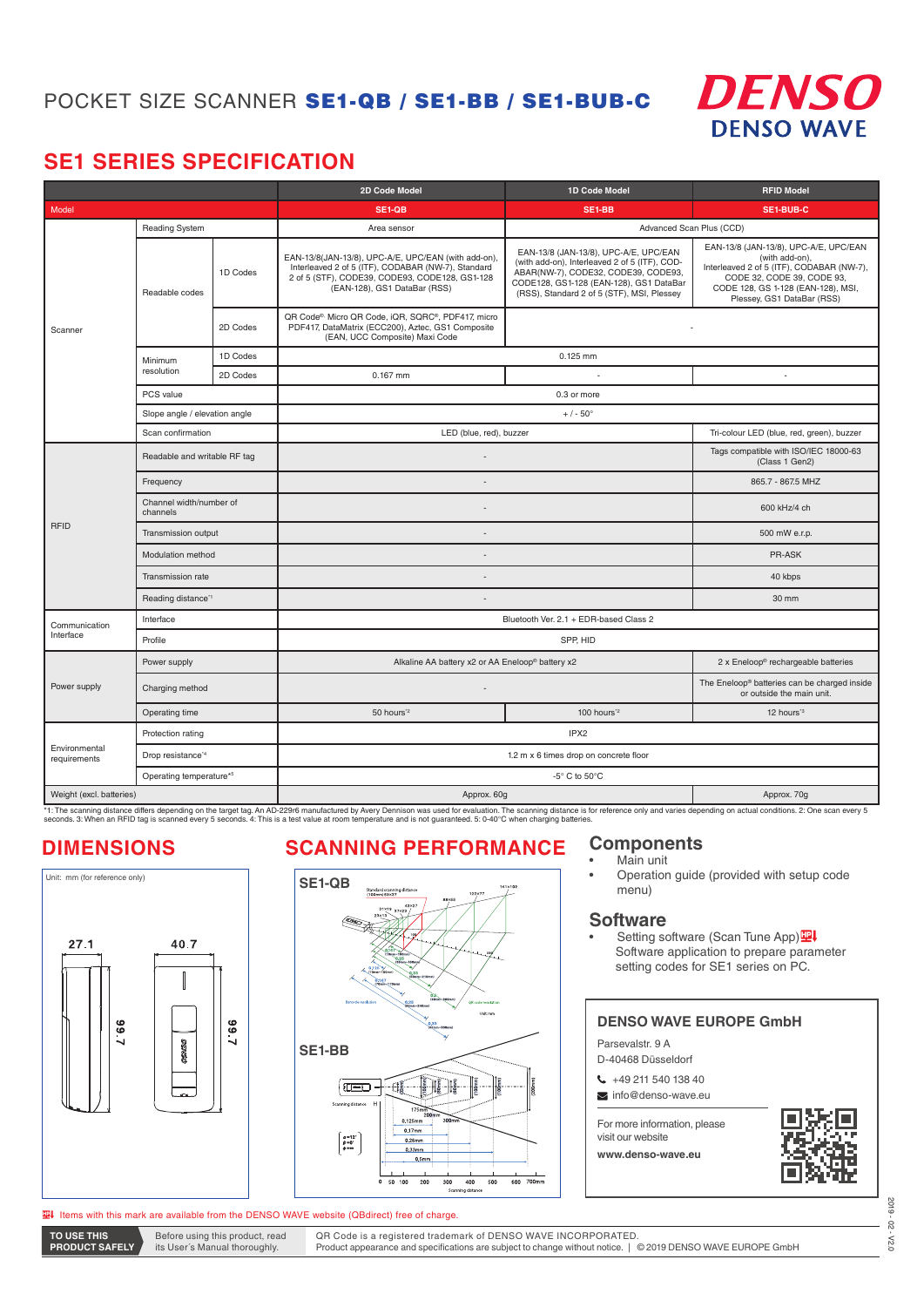# POCKET SIZE SCANNER **SE1-QB / SE1-BB / SE1-BUB-C**

DENSO
DENSO WAVE

## SE1 SERIES SPECIFICATION

| | | | 2D Code Model | 1D Code Model | RFID Model |
|---|---|---|---|---|---|
| Model | | | SE1-QB | SE1-BB | SE1-BUB-C |
| Scanner | Reading System | | Area sensor | Advanced Scan Plus (CCD) | |
| | Readable codes | 1D Codes | EAN-13/8(JAN-13/8), UPC-A/E, UPC/EAN (with add-on), Interleaved 2 of 5 (ITF), CODABAR (NW-7), Standard 2 of 5 (STF), CODE39, CODE93, CODE128, GS1-128 (EAN-128), GS1 DataBar (RSS) | EAN-13/8 (JAN-13/8), UPC-A/E, UPC/EAN (with add-on), Interleaved 2 of 5 (ITF), CODABAR(NW-7), CODE32, CODE39, CODE93, CODE128, GS1-128 (EAN-128), GS1 DataBar (RSS), Standard 2 of 5 (STF), MSI, Plessey | EAN-13/8 (JAN-13/8), UPC-A/E, UPC/EAN (with add-on), Interleaved 2 of 5 (ITF), CODABAR (NW-7), CODE 32, CODE 39, CODE 93, CODE 128, GS 1-128 (EAN-128), MSI, Plessey, GS1 DataBar (RSS) |
| | | 2D Codes | QR Code®, Micro QR Code, iQR, SQRC®, PDF417, micro PDF417, DataMatrix (ECC200), Aztec, GS1 Composite (EAN, UCC Composite) Maxi Code | - | |
| | Minimum resolution | 1D Codes | 0.125 mm | | |
| | | 2D Codes | 0.167 mm | - | - |
| | PCS value | | 0.3 or more | | |
| | Slope angle / elevation angle | | + / - 50° | | |
| | Scan confirmation | | LED (blue, red), buzzer | | Tri-colour LED (blue, red, green), buzzer |
| RFID | Readable and writable RF tag | | - | | Tags compatible with ISO/IEC 18000-63 (Class 1 Gen2) |
| | Frequency | | - | | 865.7 - 867.5 MHZ |
| | Channel width/number of channels | | - | | 600 kHz/4 ch |
| | Transmission output | | - | | 500 mW e.r.p. |
| | Modulation method | | - | | PR-ASK |
| | Transmission rate | | - | | 40 kbps |
| | Reading distance*1 | | - | | 30 mm |
| Communication Interface | Interface | | Bluetooth Ver. 2.1 + EDR-based Class 2 | | |
| | Profile | | SPP, HID | | |
| Power supply | Power supply | | Alkaline AA battery x2 or AA Eneloop® battery x2 | | 2 x Eneloop® rechargeable batteries |
| | Charging method | | - | | The Eneloop® batteries can be charged inside or outside the main unit. |
| | Operating time | | 50 hours*2 | 100 hours*2 | 12 hours*3 |
| Environmental requirements | Protection rating | | IPX2 | | |
| | Drop resistance*4 | | 1.2 m x 6 times drop on concrete floor | | |
| | Operating temperature*5 | | -5° C to 50°C | | |
| Weight (excl. batteries) | | | Approx. 60g | | Approx. 70g |

*1: The scanning distance differs depending on the target tag. An AD-229r6 manufactured by Avery Dennison was used for evaluation. The scanning distance is for reference only and varies depending on actual conditions. 2: One scan every 5 seconds. 3: When an RFID tag is scanned every 5 seconds. 4: This is a test value at room temperature and is not guaranteed. 5: 0-40°C when charging batteries.

## DIMENSIONS

Unit: mm (for reference only)

27.1
40.7
99.7
99.7

## SCANNING PERFORMANCE

SE1-QB

SE1-BB

## Components

- Main unit
- Operation guide (provided with setup code menu)

## Software

- Setting software (Scan Tune App) Software application to prepare parameter setting codes for SE1 series on PC.

### DENSO WAVE EUROPE GmbH

Parsevalstr. 9 A
D-40468 Düsseldorf

+49 211 540 138 40
info@denso-wave.eu

For more information, please visit our website
**www.denso-wave.eu**

Items with this mark are available from the DENSO WAVE website (QBdirect) free of charge.

**TO USE THIS PRODUCT SAFELY** Before using this product, read its User's Manual thoroughly.

QR Code is a registered trademark of DENSO WAVE INCORPORATED.
Product appearance and specifications are subject to change without notice. | © 2019 DENSO WAVE EUROPE GmbH

2019 - 02 - V2.0